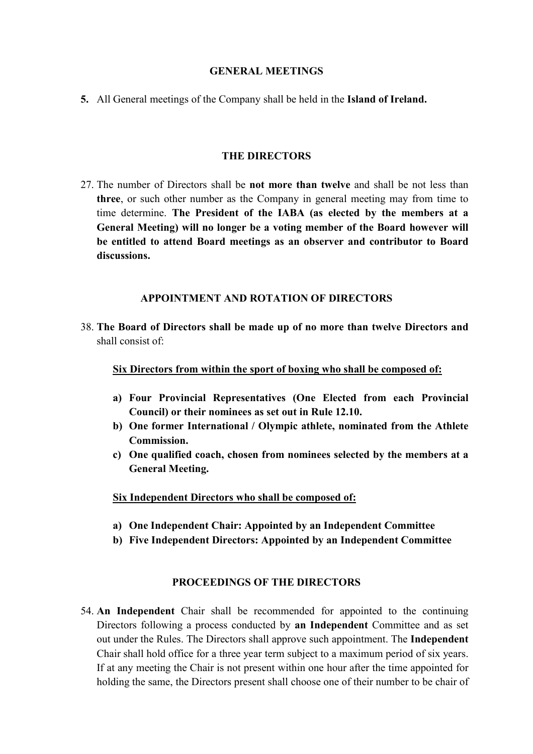## GENERAL MEETINGS

**5.** All General meetings of the Company shall be held in the **Island of Ireland.**

## THE DIRECTORS

27. The number of Directors shall be **not more than twelve** and shall be not less than **three**, or such other number as the Company in general meeting may from time to time determine. **The President of the IABA (as elected by the members at a General Meeting) will no longer be a voting member of the Board however will be entitled to attend Board meetings as an observer and contributor to Board discussions.**

## APPOINTMENT AND ROTATION OF DIRECTORS

38. **The Board of Directors shall be made up of no more than twelve Directors and** shall consist of:

<u>**Six Directors from within the sport of boxing who shall be composed of:**</u>

**a) Four Provincial Representatives (One Elected from each Provincial Council) or their nominees as set out in Rule 12.10.**
**b) One former International / Olympic athlete, nominated from the Athlete Commission.**
**c) One qualified coach, chosen from nominees selected by the members at a General Meeting.**

<u>**Six Independent Directors who shall be composed of:**</u>

**a) One Independent Chair: Appointed by an Independent Committee**
**b) Five Independent Directors: Appointed by an Independent Committee**

## PROCEEDINGS OF THE DIRECTORS

54. **An Independent** Chair shall be recommended for appointed to the continuing Directors following a process conducted by **an Independent** Committee and as set out under the Rules. The Directors shall approve such appointment. The **Independent** Chair shall hold office for a three year term subject to a maximum period of six years. If at any meeting the Chair is not present within one hour after the time appointed for holding the same, the Directors present shall choose one of their number to be chair of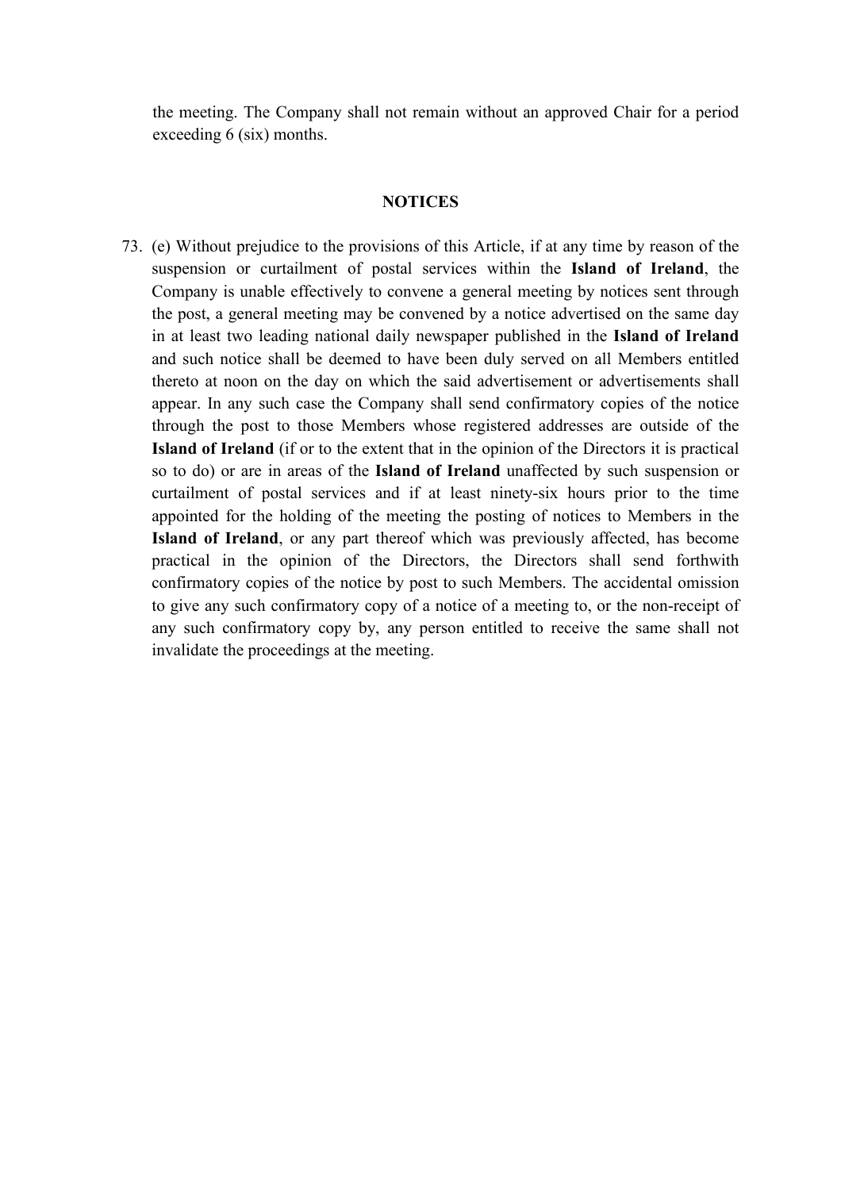the meeting. The Company shall not remain without an approved Chair for a period exceeding 6 (six) months.

## NOTICES

73. (e) Without prejudice to the provisions of this Article, if at any time by reason of the suspension or curtailment of postal services within the **Island of Ireland**, the Company is unable effectively to convene a general meeting by notices sent through the post, a general meeting may be convened by a notice advertised on the same day in at least two leading national daily newspaper published in the **Island of Ireland** and such notice shall be deemed to have been duly served on all Members entitled thereto at noon on the day on which the said advertisement or advertisements shall appear. In any such case the Company shall send confirmatory copies of the notice through the post to those Members whose registered addresses are outside of the **Island of Ireland** (if or to the extent that in the opinion of the Directors it is practical so to do) or are in areas of the **Island of Ireland** unaffected by such suspension or curtailment of postal services and if at least ninety-six hours prior to the time appointed for the holding of the meeting the posting of notices to Members in the **Island of Ireland**, or any part thereof which was previously affected, has become practical in the opinion of the Directors, the Directors shall send forthwith confirmatory copies of the notice by post to such Members. The accidental omission to give any such confirmatory copy of a notice of a meeting to, or the non-receipt of any such confirmatory copy by, any person entitled to receive the same shall not invalidate the proceedings at the meeting.